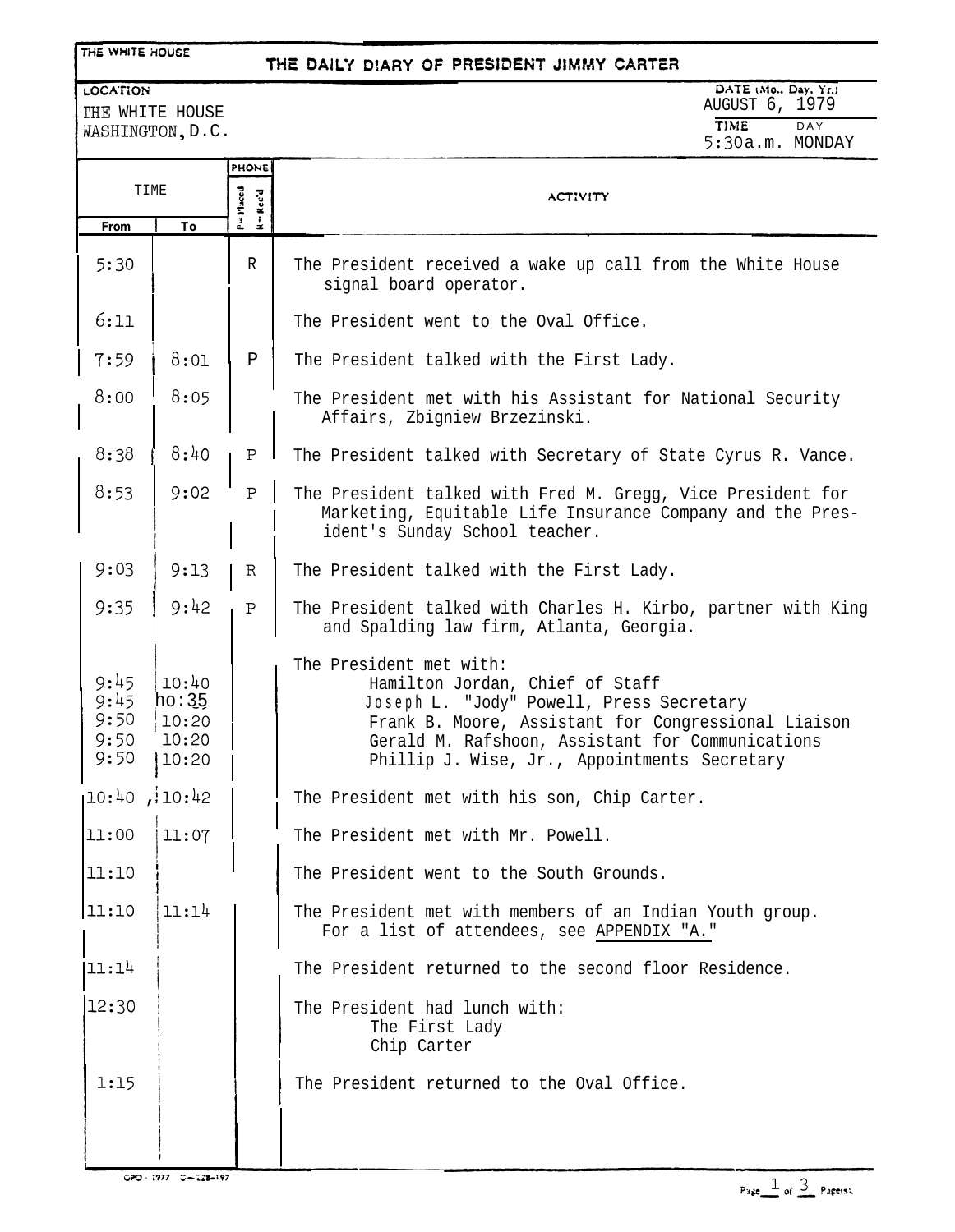THE WHITE HOUSE

# THE DAILY DIARY OF PRESIDENT JIMMY CARTER

LOCATION: THE WHITE HOUSE, WASHINGTON, D.C.

DATE (Mo., Day, Yr.): AUGUST 6, 1979

TIME: 5:30a.m. DAY: MONDAY

| TIME From | TIME To | PHONE (P=Placed, R=Rec'd) | ACTIVITY |
|---|---|---|---|
| 5:30 | | R | The President received a wake up call from the White House signal board operator. |
| 6:11 | | | The President went to the Oval Office. |
| 7:59 | 8:01 | P | The President talked with the First Lady. |
| 8:00 | 8:05 | | The President met with his Assistant for National Security Affairs, Zbigniew Brzezinski. |
| 8:38 | 8:40 | P | The President talked with Secretary of State Cyrus R. Vance. |
| 8:53 | 9:02 | P | The President talked with Fred M. Gregg, Vice President for Marketing, Equitable Life Insurance Company and the President's Sunday School teacher. |
| 9:03 | 9:13 | R | The President talked with the First Lady. |
| 9:35 | 9:42 | P | The President talked with Charles H. Kirbo, partner with King and Spalding law firm, Atlanta, Georgia. |
| | | | The President met with: |
| 9:45 | 10:40 | | Hamilton Jordan, Chief of Staff |
| 9:45 | 10:35 | | Joseph L. "Jody" Powell, Press Secretary |
| 9:50 | 10:20 | | Frank B. Moore, Assistant for Congressional Liaison |
| 9:50 | 10:20 | | Gerald M. Rafshoon, Assistant for Communications |
| 9:50 | 10:20 | | Phillip J. Wise, Jr., Appointments Secretary |
| 10:40 | 10:42 | | The President met with his son, Chip Carter. |
| 11:00 | 11:07 | | The President met with Mr. Powell. |
| 11:10 | | | The President went to the South Grounds. |
| 11:10 | 11:14 | | The President met with members of an Indian Youth group. For a list of attendees, see APPENDIX "A." |
| 11:14 | | | The President returned to the second floor Residence. |
| 12:30 | | | The President had lunch with: The First Lady, Chip Carter |
| 1:15 | | | The President returned to the Oval Office. |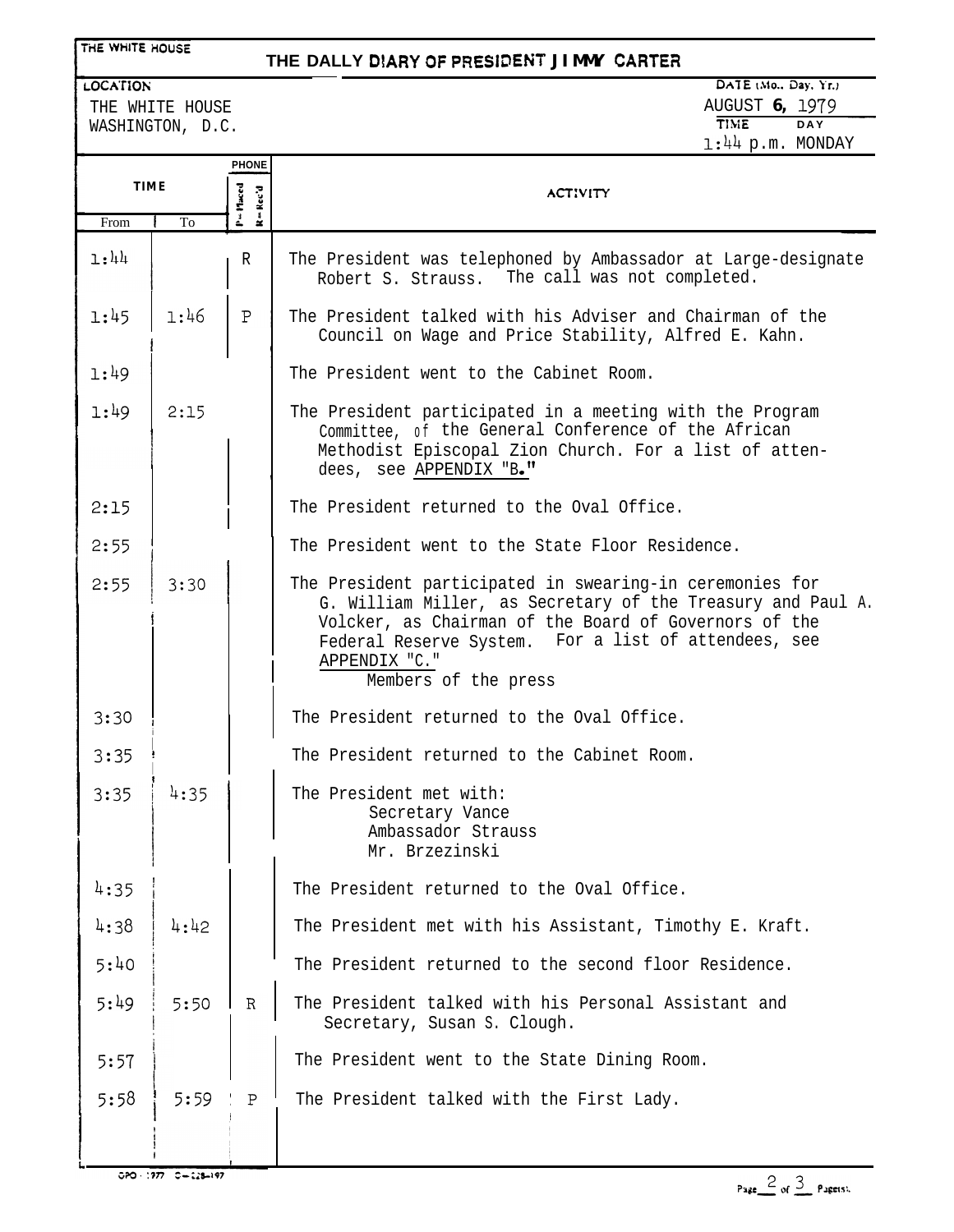THE WHITE HOUSE

# THE DAILY DIARY OF PRESIDENT JIMMY CARTER

LOCATION
THE WHITE HOUSE
WASHINGTON, D.C.

DATE (Mo., Day, Yr.)
AUGUST 6, 1979

TIME: 1:44 p.m. DAY: MONDAY

| TIME From | TIME To | PHONE P=Placed R=Rec'd | ACTIVITY |
|---|---|---|---|
| 1:44 | | R | The President was telephoned by Ambassador at Large-designate Robert S. Strauss. The call was not completed. |
| 1:45 | 1:46 | P | The President talked with his Adviser and Chairman of the Council on Wage and Price Stability, Alfred E. Kahn. |
| 1:49 | | | The President went to the Cabinet Room. |
| 1:49 | 2:15 | | The President participated in a meeting with the Program Committee, of the General Conference of the African Methodist Episcopal Zion Church. For a list of attendees, see APPENDIX "B." |
| 2:15 | | | The President returned to the Oval Office. |
| 2:55 | | | The President went to the State Floor Residence. |
| 2:55 | 3:30 | | The President participated in swearing-in ceremonies for G. William Miller, as Secretary of the Treasury and Paul A. Volcker, as Chairman of the Board of Governors of the Federal Reserve System. For a list of attendees, see APPENDIX "C." Members of the press |
| 3:30 | | | The President returned to the Oval Office. |
| 3:35 | | | The President returned to the Cabinet Room. |
| 3:35 | 4:35 | | The President met with: Secretary Vance, Ambassador Strauss, Mr. Brzezinski |
| 4:35 | | | The President returned to the Oval Office. |
| 4:38 | 4:42 | | The President met with his Assistant, Timothy E. Kraft. |
| 5:40 | | | The President returned to the second floor Residence. |
| 5:49 | 5:50 | R | The President talked with his Personal Assistant and Secretary, Susan S. Clough. |
| 5:57 | | | The President went to the State Dining Room. |
| 5:58 | 5:59 | P | The President talked with the First Lady. |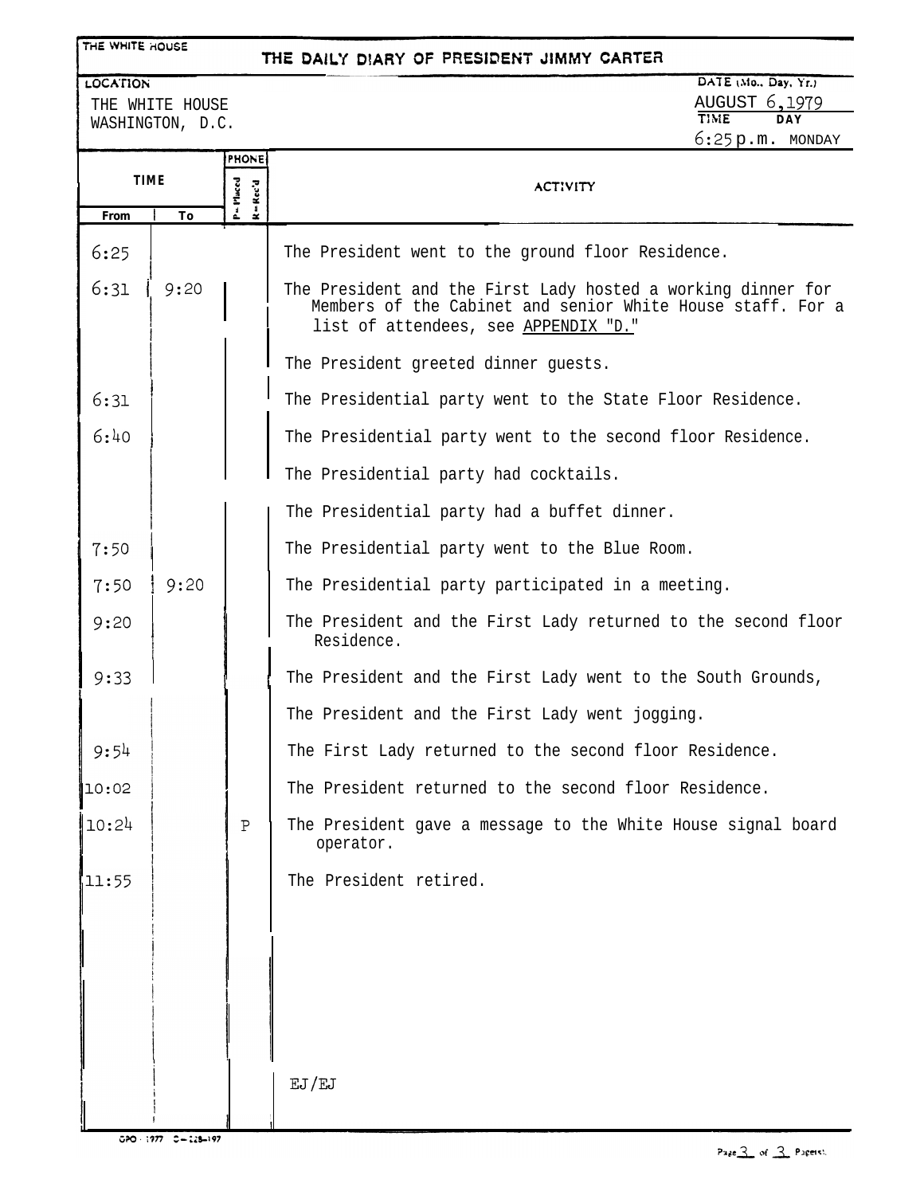THE WHITE HOUSE

# THE DAILY DIARY OF PRESIDENT JIMMY CARTER

LOCATION
THE WHITE HOUSE
WASHINGTON, D.C.

DATE (Mo., Day, Yr.)
AUGUST 6, 1979
TIME: 6:25 p.m.
DAY: MONDAY

| TIME From | TIME To | PHONE (P=Placed, R=Rec'd) | ACTIVITY |
|---|---|---|---|
| 6:25 | | | The President went to the ground floor Residence. |
| 6:31 | 9:20 | | The President and the First Lady hosted a working dinner for Members of the Cabinet and senior White House staff. For a list of attendees, see APPENDIX "D." |
| | | | The President greeted dinner guests. |
| 6:31 | | | The Presidential party went to the State Floor Residence. |
| 6:40 | | | The Presidential party went to the second floor Residence. |
| | | | The Presidential party had cocktails. |
| | | | The Presidential party had a buffet dinner. |
| 7:50 | | | The Presidential party went to the Blue Room. |
| 7:50 | 9:20 | | The Presidential party participated in a meeting. |
| 9:20 | | | The President and the First Lady returned to the second floor Residence. |
| 9:33 | | | The President and the First Lady went to the South Grounds, |
| | | | The President and the First Lady went jogging. |
| 9:54 | | | The First Lady returned to the second floor Residence. |
| 10:02 | | | The President returned to the second floor Residence. |
| 10:24 | | P | The President gave a message to the White House signal board operator. |
| 11:55 | | | The President retired. |

EJ/EJ